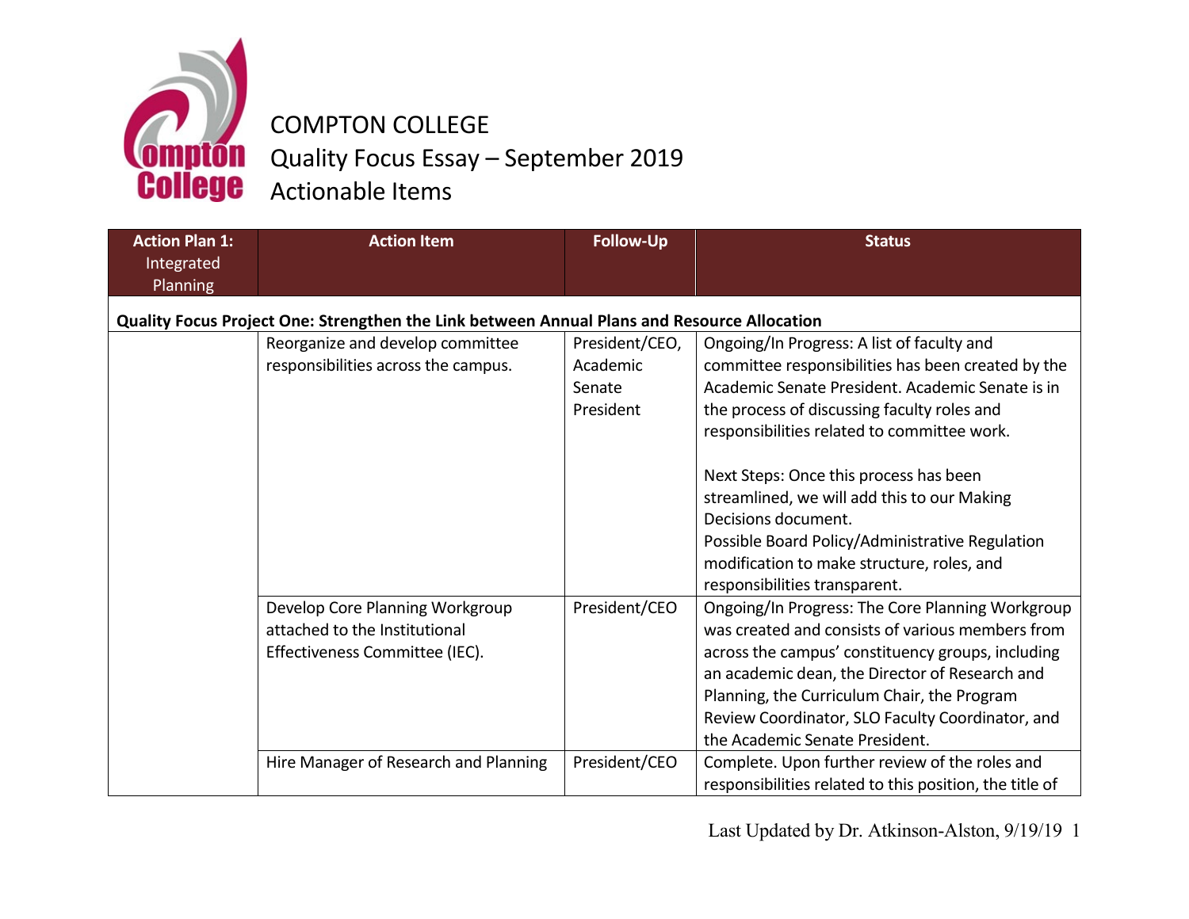# COMPTON COLLEGE
## Quality Focus Essay – September 2019
## Actionable Items

| Action Plan 1: Integrated Planning | Action Item | Follow-Up | Status |
|---|---|---|---|
| **Quality Focus Project One: Strengthen the Link between Annual Plans and Resource Allocation** | | | |
| | Reorganize and develop committee responsibilities across the campus. | President/CEO, Academic Senate President | Ongoing/In Progress: A list of faculty and committee responsibilities has been created by the Academic Senate President. Academic Senate is in the process of discussing faculty roles and responsibilities related to committee work.<br><br>Next Steps: Once this process has been streamlined, we will add this to our Making Decisions document.<br>Possible Board Policy/Administrative Regulation modification to make structure, roles, and responsibilities transparent. |
| | Develop Core Planning Workgroup attached to the Institutional Effectiveness Committee (IEC). | President/CEO | Ongoing/In Progress: The Core Planning Workgroup was created and consists of various members from across the campus' constituency groups, including an academic dean, the Director of Research and Planning, the Curriculum Chair, the Program Review Coordinator, SLO Faculty Coordinator, and the Academic Senate President. |
| | Hire Manager of Research and Planning | President/CEO | Complete. Upon further review of the roles and responsibilities related to this position, the title of |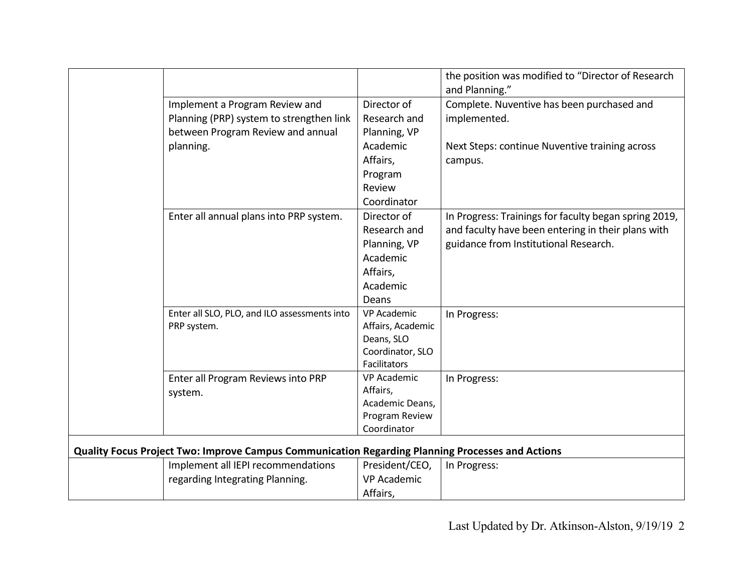| | | | |
|---|---|---|---|
| | | | the position was modified to "Director of Research and Planning." |
| | Implement a Program Review and Planning (PRP) system to strengthen link between Program Review and annual planning. | Director of Research and Planning, VP Academic Affairs, Program Review Coordinator | Complete. Nuventive has been purchased and implemented.<br><br>Next Steps: continue Nuventive training across campus. |
| | Enter all annual plans into PRP system. | Director of Research and Planning, VP Academic Affairs, Academic Deans | In Progress: Trainings for faculty began spring 2019, and faculty have been entering in their plans with guidance from Institutional Research. |
| | Enter all SLO, PLO, and ILO assessments into PRP system. | VP Academic Affairs, Academic Deans, SLO Coordinator, SLO Facilitators | In Progress: |
| | Enter all Program Reviews into PRP system. | VP Academic Affairs, Academic Deans, Program Review Coordinator | In Progress: |
| **Quality Focus Project Two: Improve Campus Communication Regarding Planning Processes and Actions** | | | |
| | Implement all IEPI recommendations regarding Integrating Planning. | President/CEO, VP Academic Affairs, | In Progress: |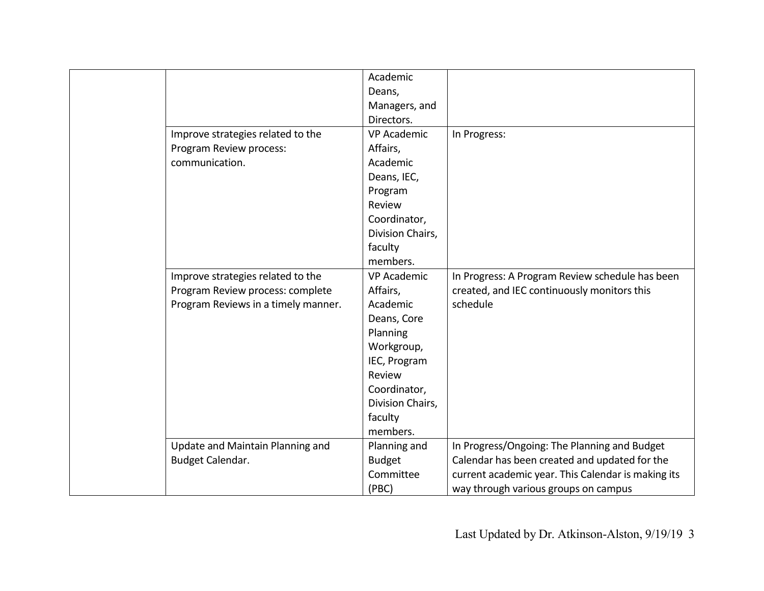| | | | |
|---|---|---|---|
| | | Academic Deans, Managers, and Directors. | |
| | Improve strategies related to the Program Review process: communication. | VP Academic Affairs, Academic Deans, IEC, Program Review Coordinator, Division Chairs, faculty members. | In Progress: |
| | Improve strategies related to the Program Review process: complete Program Reviews in a timely manner. | VP Academic Affairs, Academic Deans, Core Planning Workgroup, IEC, Program Review Coordinator, Division Chairs, faculty members. | In Progress: A Program Review schedule has been created, and IEC continuously monitors this schedule |
| | Update and Maintain Planning and Budget Calendar. | Planning and Budget Committee (PBC) | In Progress/Ongoing: The Planning and Budget Calendar has been created and updated for the current academic year. This Calendar is making its way through various groups on campus |

Last Updated by Dr. Atkinson-Alston, 9/19/19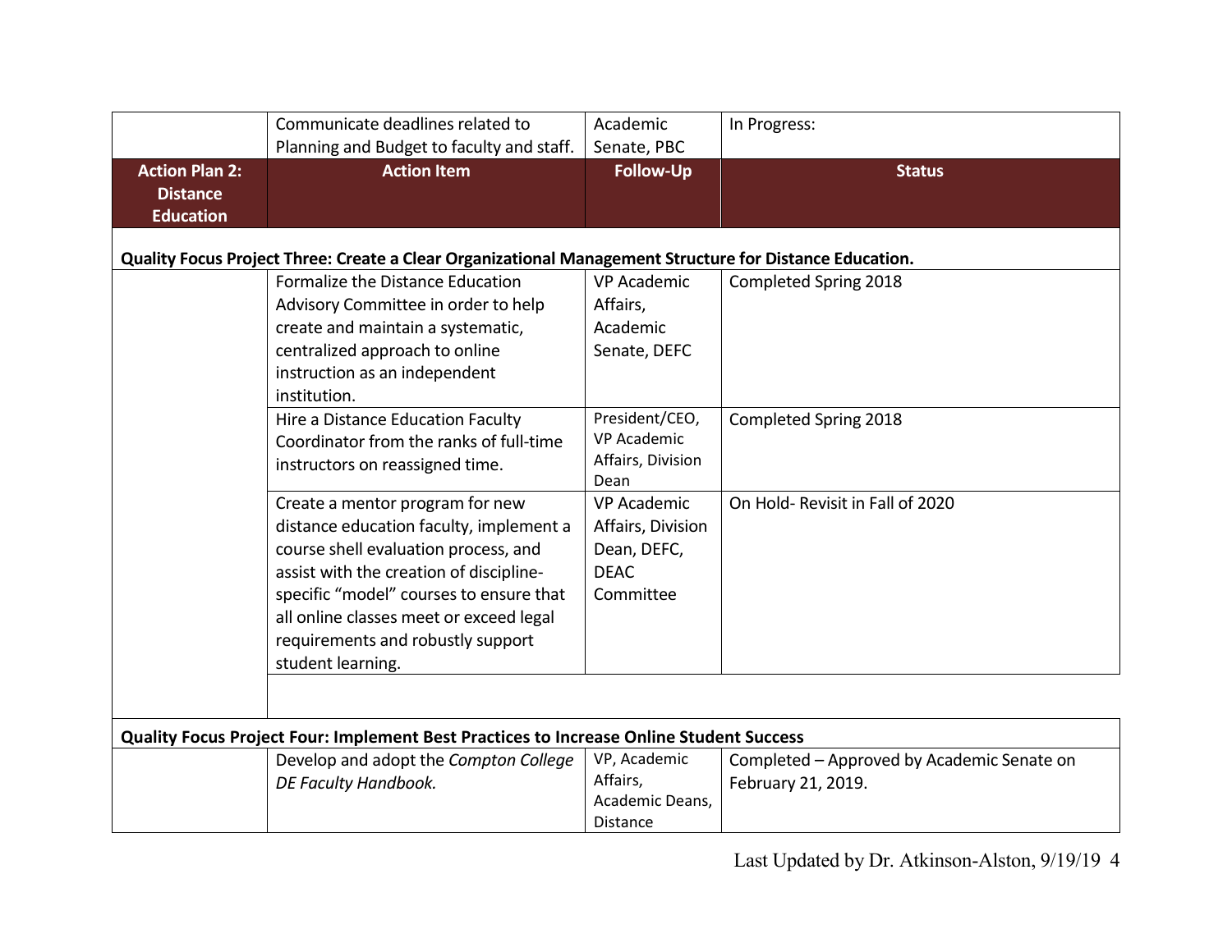| | Communicate deadlines related to Planning and Budget to faculty and staff. | Academic Senate, PBC | In Progress: |
|---|---|---|---|
| **Action Plan 2: Distance Education** | **Action Item** | **Follow-Up** | **Status** |
| **Quality Focus Project Three: Create a Clear Organizational Management Structure for Distance Education.** | | | |
| | Formalize the Distance Education Advisory Committee in order to help create and maintain a systematic, centralized approach to online instruction as an independent institution. | VP Academic Affairs, Academic Senate, DEFC | Completed Spring 2018 |
| | Hire a Distance Education Faculty Coordinator from the ranks of full-time instructors on reassigned time. | President/CEO, VP Academic Affairs, Division Dean | Completed Spring 2018 |
| | Create a mentor program for new distance education faculty, implement a course shell evaluation process, and assist with the creation of discipline-specific "model" courses to ensure that all online classes meet or exceed legal requirements and robustly support student learning. | VP Academic Affairs, Division Dean, DEFC, DEAC Committee | On Hold- Revisit in Fall of 2020 |
| | | | |
| **Quality Focus Project Four: Implement Best Practices to Increase Online Student Success** | | | |
| | Develop and adopt the *Compton College DE Faculty Handbook.* | VP, Academic Affairs, Academic Deans, Distance | Completed – Approved by Academic Senate on February 21, 2019. |

Last Updated by Dr. Atkinson-Alston, 9/19/19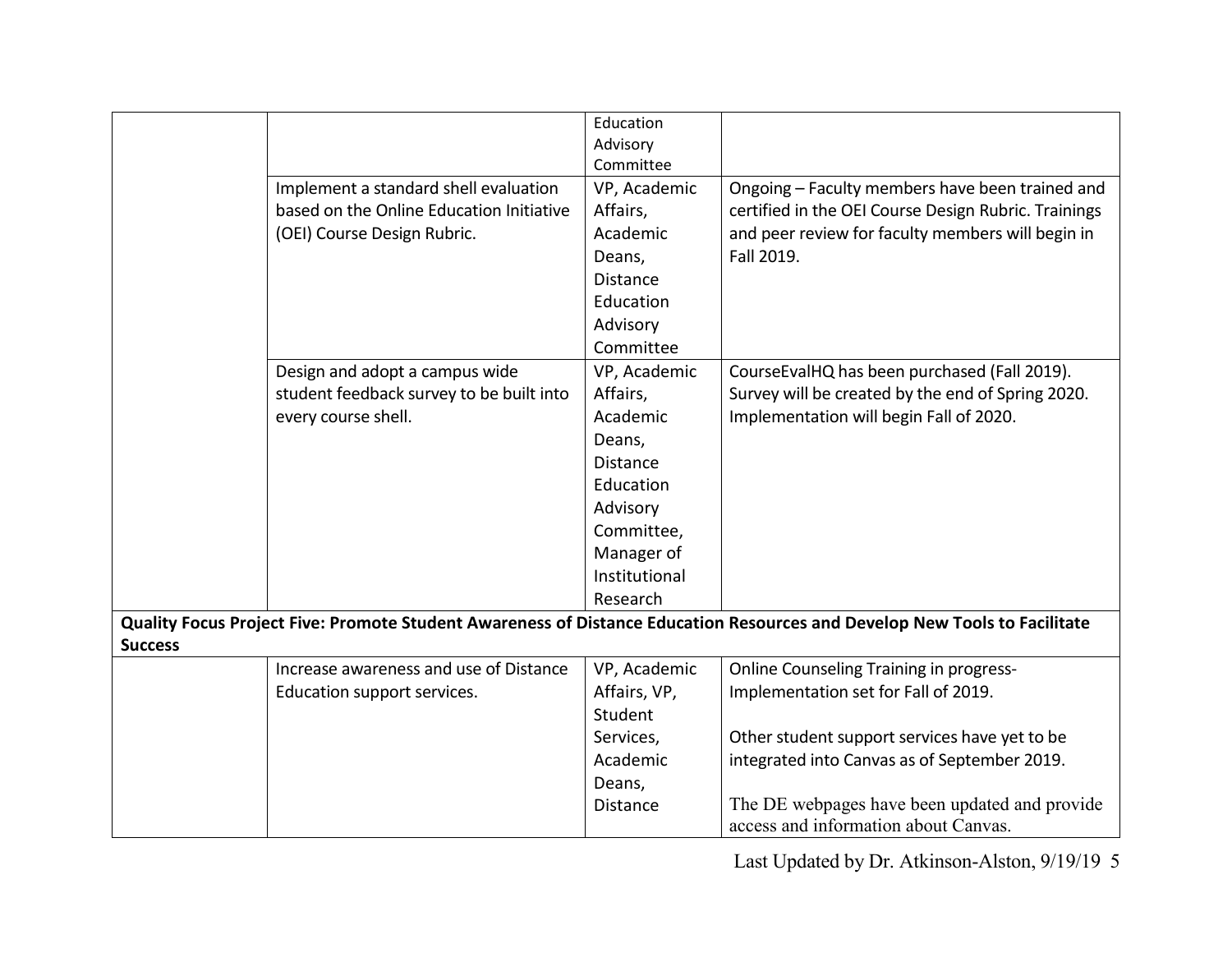| | | | |
|---|---|---|---|
| | | Education Advisory Committee | |
| | Implement a standard shell evaluation based on the Online Education Initiative (OEI) Course Design Rubric. | VP, Academic Affairs, Academic Deans, Distance Education Advisory Committee | Ongoing – Faculty members have been trained and certified in the OEI Course Design Rubric. Trainings and peer review for faculty members will begin in Fall 2019. |
| | Design and adopt a campus wide student feedback survey to be built into every course shell. | VP, Academic Affairs, Academic Deans, Distance Education Advisory Committee, Manager of Institutional Research | CourseEvalHQ has been purchased (Fall 2019). Survey will be created by the end of Spring 2020. Implementation will begin Fall of 2020. |
| **Quality Focus Project Five: Promote Student Awareness of Distance Education Resources and Develop New Tools to Facilitate Success** | | | |
| | Increase awareness and use of Distance Education support services. | VP, Academic Affairs, VP, Student Services, Academic Deans, Distance | Online Counseling Training in progress- Implementation set for Fall of 2019.<br><br>Other student support services have yet to be integrated into Canvas as of September 2019.<br><br>The DE webpages have been updated and provide access and information about Canvas. |

Last Updated by Dr. Atkinson-Alston, 9/19/19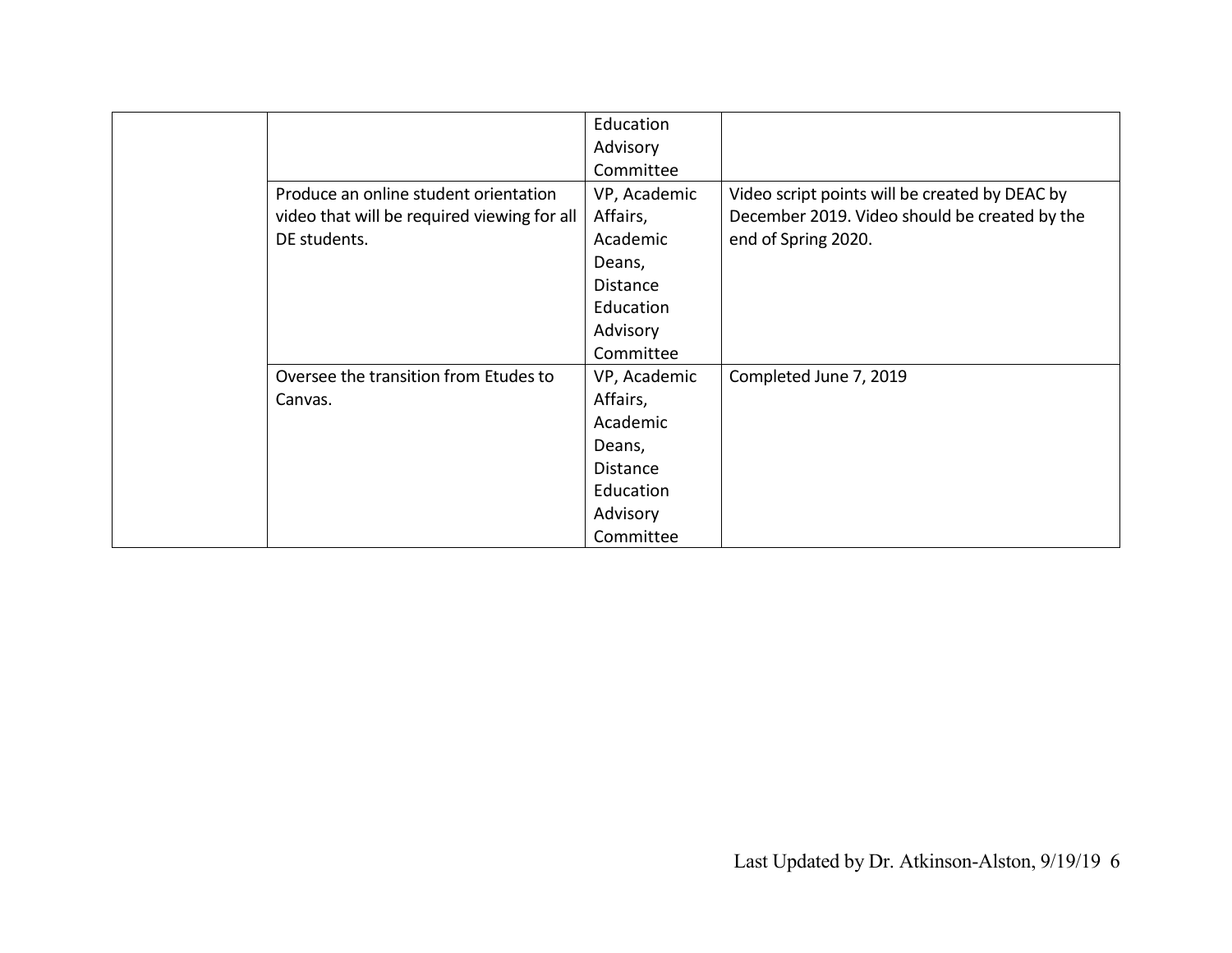| | | | |
|---|---|---|---|
| | | Education Advisory Committee | |
| | Produce an online student orientation video that will be required viewing for all DE students. | VP, Academic Affairs, Academic Deans, Distance Education Advisory Committee | Video script points will be created by DEAC by December 2019. Video should be created by the end of Spring 2020. |
| | Oversee the transition from Etudes to Canvas. | VP, Academic Affairs, Academic Deans, Distance Education Advisory Committee | Completed June 7, 2019 |

Last Updated by Dr. Atkinson-Alston, 9/19/19